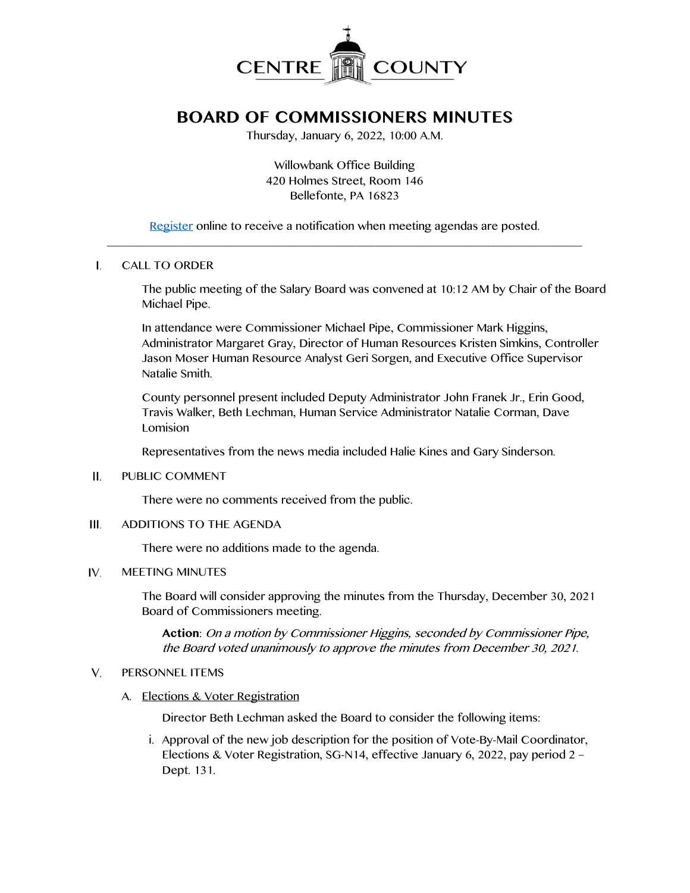CENTRE COUNTY

# BOARD OF COMMISSIONERS MINUTES

Thursday, January 6, 2022, 10:00 A.M.

Willowbank Office Building
420 Holmes Street, Room 146
Bellefonte, PA 16823

Register online to receive a notification when meeting agendas are posted.

---

I. CALL TO ORDER

The public meeting of the Salary Board was convened at 10:12 AM by Chair of the Board Michael Pipe.

In attendance were Commissioner Michael Pipe, Commissioner Mark Higgins, Administrator Margaret Gray, Director of Human Resources Kristen Simkins, Controller Jason Moser Human Resource Analyst Geri Sorgen, and Executive Office Supervisor Natalie Smith.

County personnel present included Deputy Administrator John Franek Jr., Erin Good, Travis Walker, Beth Lechman, Human Service Administrator Natalie Corman, Dave Lomision

Representatives from the news media included Halie Kines and Gary Sinderson.

II. PUBLIC COMMENT

There were no comments received from the public.

III. ADDITIONS TO THE AGENDA

There were no additions made to the agenda.

IV. MEETING MINUTES

The Board will consider approving the minutes from the Thursday, December 30, 2021 Board of Commissioners meeting.

**Action**: *On a motion by Commissioner Higgins, seconded by Commissioner Pipe, the Board voted unanimously to approve the minutes from December 30, 2021.*

V. PERSONNEL ITEMS

A. Elections & Voter Registration

Director Beth Lechman asked the Board to consider the following items:

i. Approval of the new job description for the position of Vote-By-Mail Coordinator, Elections & Voter Registration, SG-N14, effective January 6, 2022, pay period 2 – Dept. 131.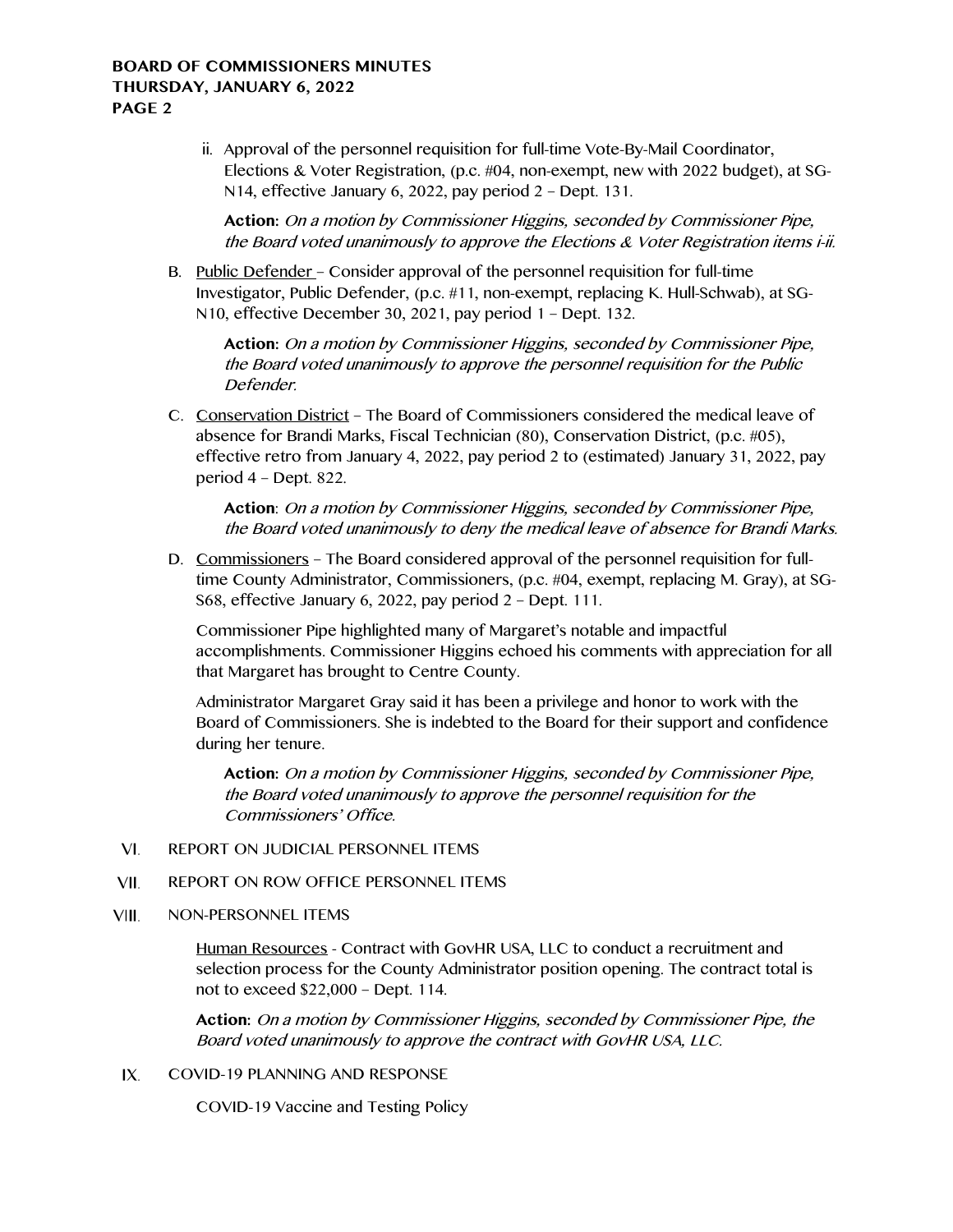ii. Approval of the personnel requisition for full-time Vote-By-Mail Coordinator, Elections & Voter Registration, (p.c. #04, non-exempt, new with 2022 budget), at SG-N14, effective January 6, 2022, pay period 2 – Dept. 131.

**Action:** *On a motion by Commissioner Higgins, seconded by Commissioner Pipe, the Board voted unanimously to approve the Elections & Voter Registration items i-ii.*

B. Public Defender – Consider approval of the personnel requisition for full-time Investigator, Public Defender, (p.c. #11, non-exempt, replacing K. Hull-Schwab), at SG-N10, effective December 30, 2021, pay period 1 – Dept. 132.

**Action:** *On a motion by Commissioner Higgins, seconded by Commissioner Pipe, the Board voted unanimously to approve the personnel requisition for the Public Defender.*

C. Conservation District – The Board of Commissioners considered the medical leave of absence for Brandi Marks, Fiscal Technician (80), Conservation District, (p.c. #05), effective retro from January 4, 2022, pay period 2 to (estimated) January 31, 2022, pay period 4 – Dept. 822.

**Action**: *On a motion by Commissioner Higgins, seconded by Commissioner Pipe, the Board voted unanimously to deny the medical leave of absence for Brandi Marks.*

D. Commissioners – The Board considered approval of the personnel requisition for full-time County Administrator, Commissioners, (p.c. #04, exempt, replacing M. Gray), at SG-S68, effective January 6, 2022, pay period 2 – Dept. 111.

Commissioner Pipe highlighted many of Margaret's notable and impactful accomplishments. Commissioner Higgins echoed his comments with appreciation for all that Margaret has brought to Centre County.

Administrator Margaret Gray said it has been a privilege and honor to work with the Board of Commissioners. She is indebted to the Board for their support and confidence during her tenure.

**Action:** *On a motion by Commissioner Higgins, seconded by Commissioner Pipe, the Board voted unanimously to approve the personnel requisition for the Commissioners' Office.*

VI. REPORT ON JUDICIAL PERSONNEL ITEMS

VII. REPORT ON ROW OFFICE PERSONNEL ITEMS

VIII. NON-PERSONNEL ITEMS

Human Resources - Contract with GovHR USA, LLC to conduct a recruitment and selection process for the County Administrator position opening. The contract total is not to exceed $22,000 – Dept. 114.

**Action:** *On a motion by Commissioner Higgins, seconded by Commissioner Pipe, the Board voted unanimously to approve the contract with GovHR USA, LLC.*

IX. COVID-19 PLANNING AND RESPONSE

COVID-19 Vaccine and Testing Policy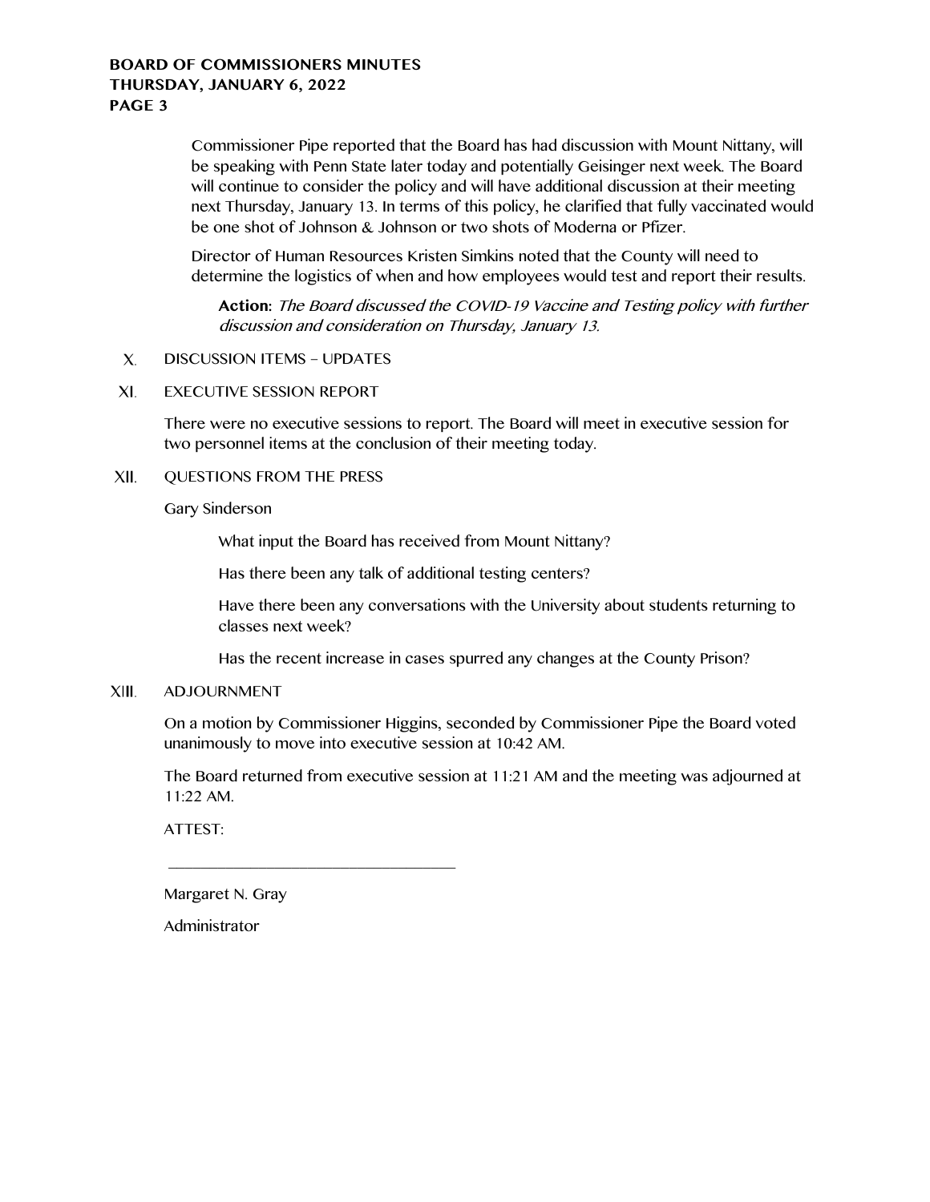Commissioner Pipe reported that the Board has had discussion with Mount Nittany, will be speaking with Penn State later today and potentially Geisinger next week. The Board will continue to consider the policy and will have additional discussion at their meeting next Thursday, January 13. In terms of this policy, he clarified that fully vaccinated would be one shot of Johnson & Johnson or two shots of Moderna or Pfizer.

Director of Human Resources Kristen Simkins noted that the County will need to determine the logistics of when and how employees would test and report their results.

> **Action:** *The Board discussed the COVID-19 Vaccine and Testing policy with further discussion and consideration on Thursday, January 13.*

X. DISCUSSION ITEMS – UPDATES

XI. EXECUTIVE SESSION REPORT

There were no executive sessions to report. The Board will meet in executive session for two personnel items at the conclusion of their meeting today.

XII. QUESTIONS FROM THE PRESS

Gary Sinderson

> What input the Board has received from Mount Nittany?
>
> Has there been any talk of additional testing centers?
>
> Have there been any conversations with the University about students returning to classes next week?
>
> Has the recent increase in cases spurred any changes at the County Prison?

XIII. ADJOURNMENT

On a motion by Commissioner Higgins, seconded by Commissioner Pipe the Board voted unanimously to move into executive session at 10:42 AM.

The Board returned from executive session at 11:21 AM and the meeting was adjourned at 11:22 AM.

ATTEST:

\_\_\_\_\_\_\_\_\_\_\_\_\_\_\_\_\_\_\_\_\_\_\_\_\_\_\_\_\_\_\_\_\_\_\_

Margaret N. Gray

Administrator